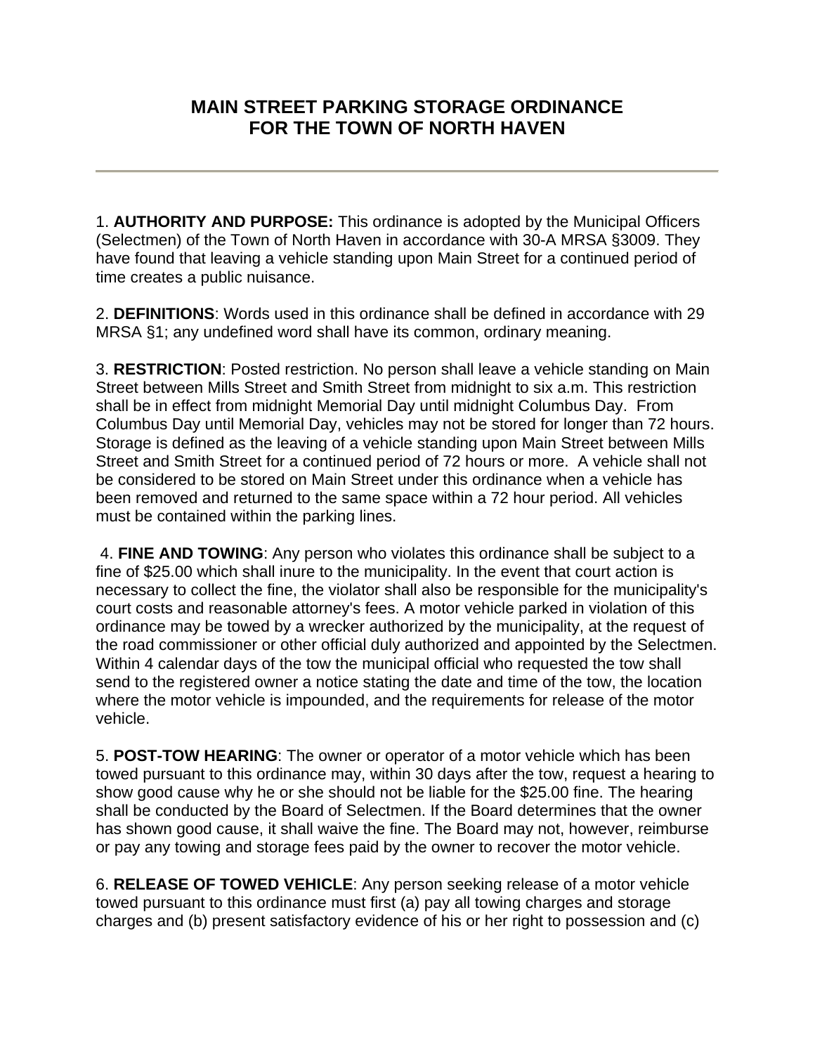# MAIN STREET PARKING STORAGE ORDINANCE
# FOR THE TOWN OF NORTH HAVEN

---

1. **AUTHORITY AND PURPOSE:** This ordinance is adopted by the Municipal Officers (Selectmen) of the Town of North Haven in accordance with 30-A MRSA §3009. They have found that leaving a vehicle standing upon Main Street for a continued period of time creates a public nuisance.

2. **DEFINITIONS**: Words used in this ordinance shall be defined in accordance with 29 MRSA §1; any undefined word shall have its common, ordinary meaning.

3. **RESTRICTION**: Posted restriction. No person shall leave a vehicle standing on Main Street between Mills Street and Smith Street from midnight to six a.m. This restriction shall be in effect from midnight Memorial Day until midnight Columbus Day. From Columbus Day until Memorial Day, vehicles may not be stored for longer than 72 hours. Storage is defined as the leaving of a vehicle standing upon Main Street between Mills Street and Smith Street for a continued period of 72 hours or more. A vehicle shall not be considered to be stored on Main Street under this ordinance when a vehicle has been removed and returned to the same space within a 72 hour period. All vehicles must be contained within the parking lines.

4. **FINE AND TOWING**: Any person who violates this ordinance shall be subject to a fine of $25.00 which shall inure to the municipality. In the event that court action is necessary to collect the fine, the violator shall also be responsible for the municipality's court costs and reasonable attorney's fees. A motor vehicle parked in violation of this ordinance may be towed by a wrecker authorized by the municipality, at the request of the road commissioner or other official duly authorized and appointed by the Selectmen. Within 4 calendar days of the tow the municipal official who requested the tow shall send to the registered owner a notice stating the date and time of the tow, the location where the motor vehicle is impounded, and the requirements for release of the motor vehicle.

5. **POST-TOW HEARING**: The owner or operator of a motor vehicle which has been towed pursuant to this ordinance may, within 30 days after the tow, request a hearing to show good cause why he or she should not be liable for the $25.00 fine. The hearing shall be conducted by the Board of Selectmen. If the Board determines that the owner has shown good cause, it shall waive the fine. The Board may not, however, reimburse or pay any towing and storage fees paid by the owner to recover the motor vehicle.

6. **RELEASE OF TOWED VEHICLE**: Any person seeking release of a motor vehicle towed pursuant to this ordinance must first (a) pay all towing charges and storage charges and (b) present satisfactory evidence of his or her right to possession and (c)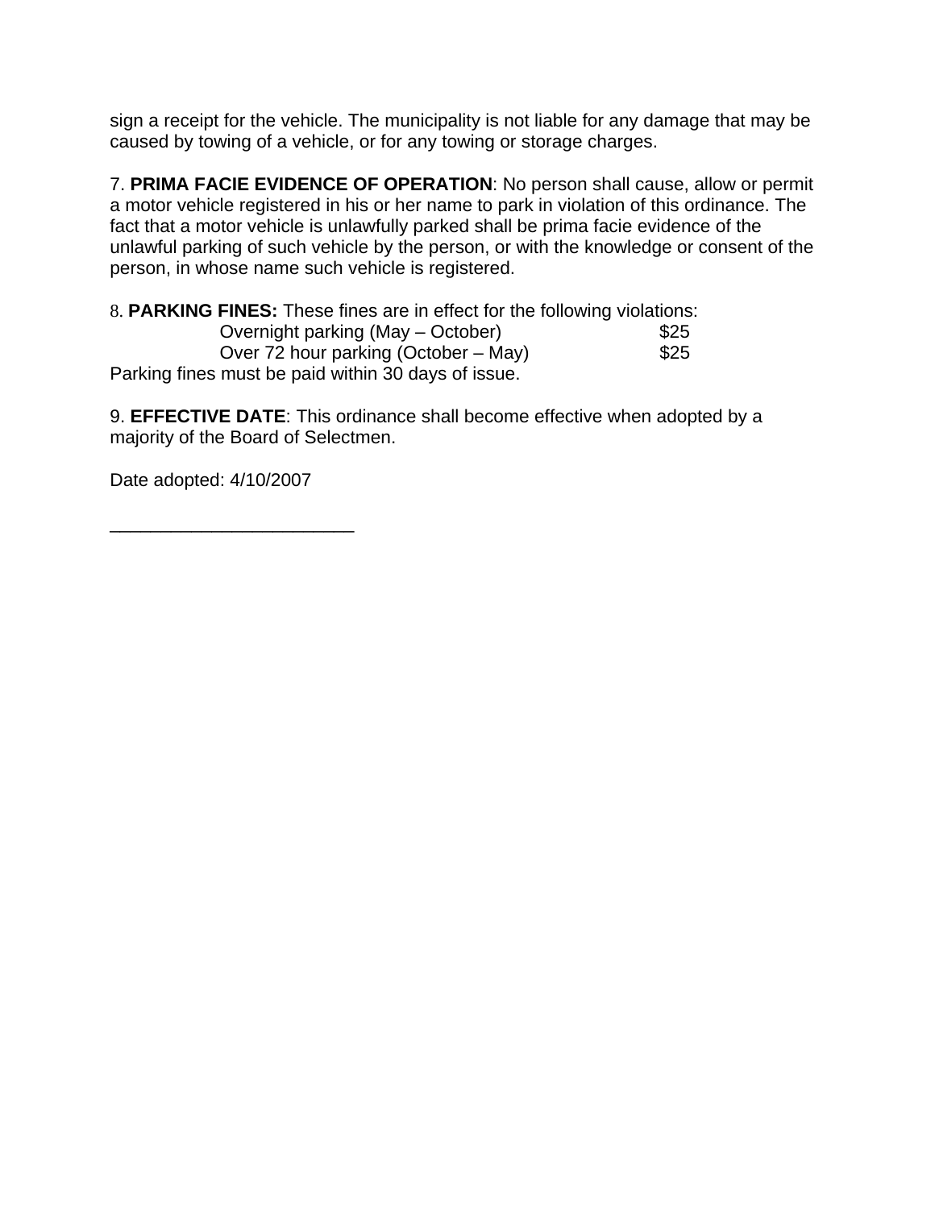sign a receipt for the vehicle. The municipality is not liable for any damage that may be caused by towing of a vehicle, or for any towing or storage charges.

7. **PRIMA FACIE EVIDENCE OF OPERATION**: No person shall cause, allow or permit a motor vehicle registered in his or her name to park in violation of this ordinance. The fact that a motor vehicle is unlawfully parked shall be prima facie evidence of the unlawful parking of such vehicle by the person, or with the knowledge or consent of the person, in whose name such vehicle is registered.

8. **PARKING FINES:** These fines are in effect for the following violations:

| | |
|---|---|
| Overnight parking (May – October) | $25 |
| Over 72 hour parking (October – May) | $25 |

Parking fines must be paid within 30 days of issue.

9. **EFFECTIVE DATE**: This ordinance shall become effective when adopted by a majority of the Board of Selectmen.

Date adopted: 4/10/2007

________________________